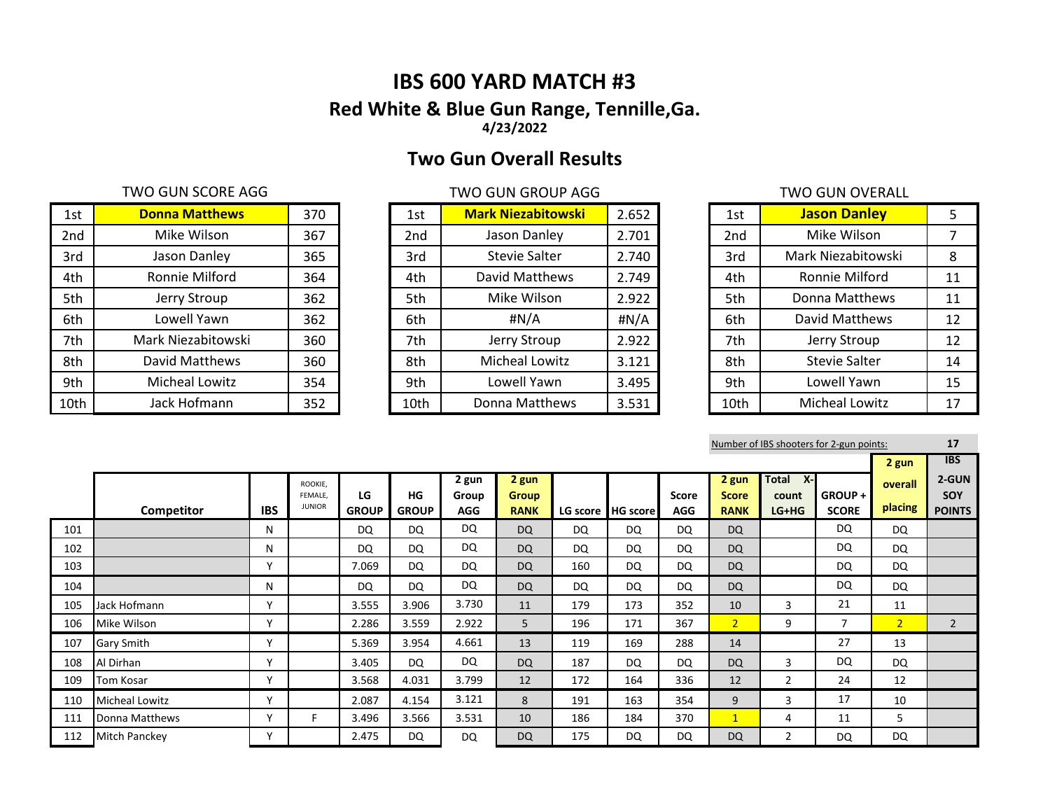# IBS 600 YARD MATCH #3

## Red White & Blue Gun Range, Tennille,Ga.

**4/23/2022**

## Two Gun Overall Results

TWO GUN SCORE AGG

| | | |
|---|---|---|
| 1st | **Donna Matthews** | 370 |
| 2nd | Mike Wilson | 367 |
| 3rd | Jason Danley | 365 |
| 4th | Ronnie Milford | 364 |
| 5th | Jerry Stroup | 362 |
| 6th | Lowell Yawn | 362 |
| 7th | Mark Niezabitowski | 360 |
| 8th | David Matthews | 360 |
| 9th | Micheal Lowitz | 354 |
| 10th | Jack Hofmann | 352 |

TWO GUN GROUP AGG

| | | |
|---|---|---|
| 1st | **Mark Niezabitowski** | 2.652 |
| 2nd | Jason Danley | 2.701 |
| 3rd | Stevie Salter | 2.740 |
| 4th | David Matthews | 2.749 |
| 5th | Mike Wilson | 2.922 |
| 6th | #N/A | #N/A |
| 7th | Jerry Stroup | 2.922 |
| 8th | Micheal Lowitz | 3.121 |
| 9th | Lowell Yawn | 3.495 |
| 10th | Donna Matthews | 3.531 |

TWO GUN OVERALL

| | | |
|---|---|---|
| 1st | **Jason Danley** | 5 |
| 2nd | Mike Wilson | 7 |
| 3rd | Mark Niezabitowski | 8 |
| 4th | Ronnie Milford | 11 |
| 5th | Donna Matthews | 11 |
| 6th | David Matthews | 12 |
| 7th | Jerry Stroup | 12 |
| 8th | Stevie Salter | 14 |
| 9th | Lowell Yawn | 15 |
| 10th | Micheal Lowitz | 17 |

Number of IBS shooters for 2-gun points: **17**

| | Competitor | IBS | ROOKIE, FEMALE, JUNIOR | LG GROUP | HG GROUP | 2 gun Group AGG | 2 gun Group RANK | LG score | HG score | Score AGG | 2 gun Score RANK | Total X-count LG+HG | GROUP + SCORE | 2 gun overall placing | IBS 2-GUN SOY POINTS |
|---|---|---|---|---|---|---|---|---|---|---|---|---|---|---|---|
| 101 | | N | | DQ | DQ | DQ | DQ | DQ | DQ | DQ | DQ | | DQ | DQ | |
| 102 | | N | | DQ | DQ | DQ | DQ | DQ | DQ | DQ | DQ | | DQ | DQ | |
| 103 | | Y | | 7.069 | DQ | DQ | DQ | 160 | DQ | DQ | DQ | | DQ | DQ | |
| 104 | | N | | DQ | DQ | DQ | DQ | DQ | DQ | DQ | DQ | | DQ | DQ | |
| 105 | Jack Hofmann | Y | | 3.555 | 3.906 | 3.730 | 11 | 179 | 173 | 352 | 10 | 3 | 21 | 11 | |
| 106 | Mike Wilson | Y | | 2.286 | 3.559 | 2.922 | 5 | 196 | 171 | 367 | 2 | 9 | 7 | 2 | 2 |
| 107 | Gary Smith | Y | | 5.369 | 3.954 | 4.661 | 13 | 119 | 169 | 288 | 14 | | 27 | 13 | |
| 108 | Al Dirhan | Y | | 3.405 | DQ | DQ | DQ | 187 | DQ | DQ | DQ | 3 | DQ | DQ | |
| 109 | Tom Kosar | Y | | 3.568 | 4.031 | 3.799 | 12 | 172 | 164 | 336 | 12 | 2 | 24 | 12 | |
| 110 | Micheal Lowitz | Y | | 2.087 | 4.154 | 3.121 | 8 | 191 | 163 | 354 | 9 | 3 | 17 | 10 | |
| 111 | Donna Matthews | Y | F | 3.496 | 3.566 | 3.531 | 10 | 186 | 184 | 370 | 1 | 4 | 11 | 5 | |
| 112 | Mitch Panckey | Y | | 2.475 | DQ | DQ | DQ | 175 | DQ | DQ | DQ | 2 | DQ | DQ | |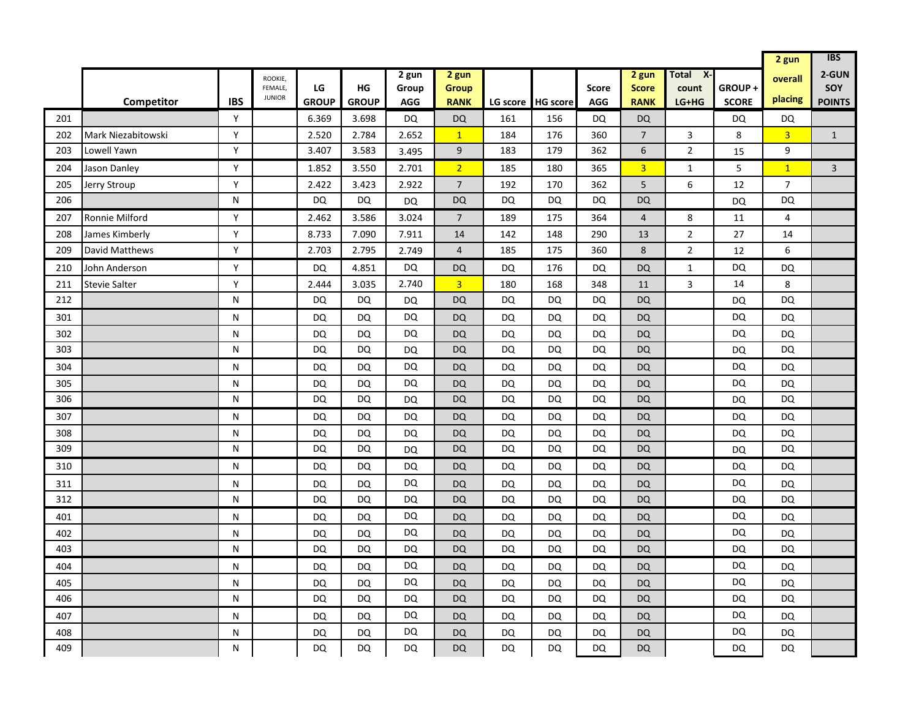| | Competitor | IBS | ROOKIE, FEMALE, JUNIOR | LG GROUP | HG GROUP | 2 gun Group AGG | 2 gun Group RANK | LG score | HG score | Score AGG | 2 gun Score RANK | Total X-count LG+HG | GROUP + SCORE | 2 gun overall placing | IBS 2-GUN SOY POINTS |
|---|---|---|---|---|---|---|---|---|---|---|---|---|---|---|---|
| 201 | | Y | | 6.369 | 3.698 | DQ | DQ | 161 | 156 | DQ | DQ | | DQ | DQ | |
| 202 | Mark Niezabitowski | Y | | 2.520 | 2.784 | 2.652 | 1 | 184 | 176 | 360 | 7 | 3 | 8 | 3 | 1 |
| 203 | Lowell Yawn | Y | | 3.407 | 3.583 | 3.495 | 9 | 183 | 179 | 362 | 6 | 2 | 15 | 9 | |
| 204 | Jason Danley | Y | | 1.852 | 3.550 | 2.701 | 2 | 185 | 180 | 365 | 3 | 1 | 5 | 1 | 3 |
| 205 | Jerry Stroup | Y | | 2.422 | 3.423 | 2.922 | 7 | 192 | 170 | 362 | 5 | 6 | 12 | 7 | |
| 206 | | N | | DQ | DQ | DQ | DQ | DQ | DQ | DQ | DQ | | DQ | DQ | |
| 207 | Ronnie Milford | Y | | 2.462 | 3.586 | 3.024 | 7 | 189 | 175 | 364 | 4 | 8 | 11 | 4 | |
| 208 | James Kimberly | Y | | 8.733 | 7.090 | 7.911 | 14 | 142 | 148 | 290 | 13 | 2 | 27 | 14 | |
| 209 | David Matthews | Y | | 2.703 | 2.795 | 2.749 | 4 | 185 | 175 | 360 | 8 | 2 | 12 | 6 | |
| 210 | John Anderson | Y | | DQ | 4.851 | DQ | DQ | DQ | 176 | DQ | DQ | 1 | DQ | DQ | |
| 211 | Stevie Salter | Y | | 2.444 | 3.035 | 2.740 | 3 | 180 | 168 | 348 | 11 | 3 | 14 | 8 | |
| 212 | | N | | DQ | DQ | DQ | DQ | DQ | DQ | DQ | DQ | | DQ | DQ | |
| 301 | | N | | DQ | DQ | DQ | DQ | DQ | DQ | DQ | DQ | | DQ | DQ | |
| 302 | | N | | DQ | DQ | DQ | DQ | DQ | DQ | DQ | DQ | | DQ | DQ | |
| 303 | | N | | DQ | DQ | DQ | DQ | DQ | DQ | DQ | DQ | | DQ | DQ | |
| 304 | | N | | DQ | DQ | DQ | DQ | DQ | DQ | DQ | DQ | | DQ | DQ | |
| 305 | | N | | DQ | DQ | DQ | DQ | DQ | DQ | DQ | DQ | | DQ | DQ | |
| 306 | | N | | DQ | DQ | DQ | DQ | DQ | DQ | DQ | DQ | | DQ | DQ | |
| 307 | | N | | DQ | DQ | DQ | DQ | DQ | DQ | DQ | DQ | | DQ | DQ | |
| 308 | | N | | DQ | DQ | DQ | DQ | DQ | DQ | DQ | DQ | | DQ | DQ | |
| 309 | | N | | DQ | DQ | DQ | DQ | DQ | DQ | DQ | DQ | | DQ | DQ | |
| 310 | | N | | DQ | DQ | DQ | DQ | DQ | DQ | DQ | DQ | | DQ | DQ | |
| 311 | | N | | DQ | DQ | DQ | DQ | DQ | DQ | DQ | DQ | | DQ | DQ | |
| 312 | | N | | DQ | DQ | DQ | DQ | DQ | DQ | DQ | DQ | | DQ | DQ | |
| 401 | | N | | DQ | DQ | DQ | DQ | DQ | DQ | DQ | DQ | | DQ | DQ | |
| 402 | | N | | DQ | DQ | DQ | DQ | DQ | DQ | DQ | DQ | | DQ | DQ | |
| 403 | | N | | DQ | DQ | DQ | DQ | DQ | DQ | DQ | DQ | | DQ | DQ | |
| 404 | | N | | DQ | DQ | DQ | DQ | DQ | DQ | DQ | DQ | | DQ | DQ | |
| 405 | | N | | DQ | DQ | DQ | DQ | DQ | DQ | DQ | DQ | | DQ | DQ | |
| 406 | | N | | DQ | DQ | DQ | DQ | DQ | DQ | DQ | DQ | | DQ | DQ | |
| 407 | | N | | DQ | DQ | DQ | DQ | DQ | DQ | DQ | DQ | | DQ | DQ | |
| 408 | | N | | DQ | DQ | DQ | DQ | DQ | DQ | DQ | DQ | | DQ | DQ | |
| 409 | | N | | DQ | DQ | DQ | DQ | DQ | DQ | DQ | DQ | | DQ | DQ | |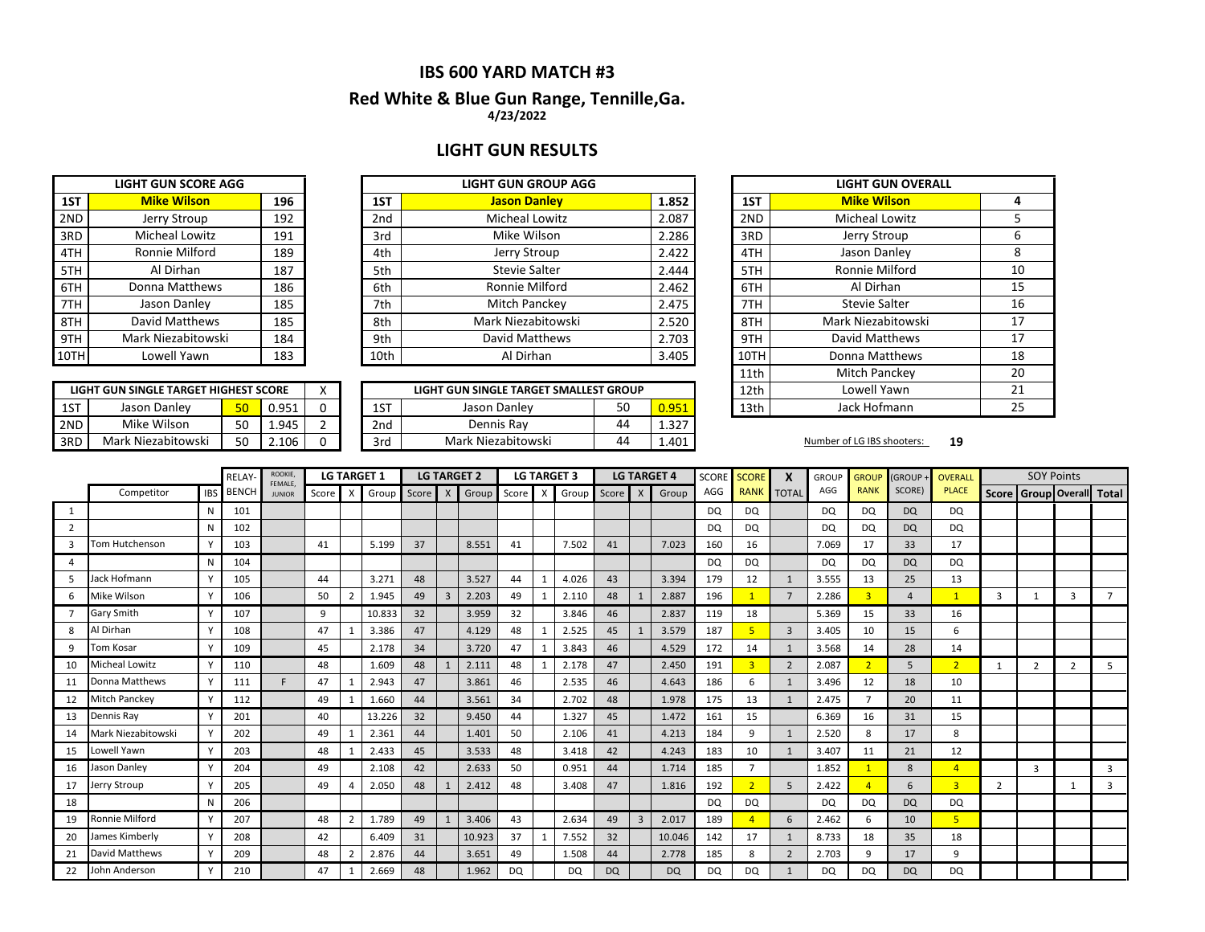# IBS 600 YARD MATCH #3

## Red White & Blue Gun Range, Tennille,Ga.

**4/23/2022**

## LIGHT GUN RESULTS

| LIGHT GUN SCORE AGG | | |
|---|---|---|
| 1ST | **Mike Wilson** | **196** |
| 2ND | Jerry Stroup | 192 |
| 3RD | Micheal Lowitz | 191 |
| 4TH | Ronnie Milford | 189 |
| 5TH | Al Dirhan | 187 |
| 6TH | Donna Matthews | 186 |
| 7TH | Jason Danley | 185 |
| 8TH | David Matthews | 185 |
| 9TH | Mark Niezabitowski | 184 |
| 10TH | Lowell Yawn | 183 |

| LIGHT GUN GROUP AGG | | |
|---|---|---|
| 1ST | **Jason Danley** | **1.852** |
| 2nd | Micheal Lowitz | 2.087 |
| 3rd | Mike Wilson | 2.286 |
| 4th | Jerry Stroup | 2.422 |
| 5th | Stevie Salter | 2.444 |
| 6th | Ronnie Milford | 2.462 |
| 7th | Mitch Panckey | 2.475 |
| 8th | Mark Niezabitowski | 2.520 |
| 9th | David Matthews | 2.703 |
| 10th | Al Dirhan | 3.405 |

| LIGHT GUN OVERALL | | |
|---|---|---|
| 1ST | **Mike Wilson** | **4** |
| 2ND | Micheal Lowitz | 5 |
| 3RD | Jerry Stroup | 6 |
| 4TH | Jason Danley | 8 |
| 5TH | Ronnie Milford | 10 |
| 6TH | Al Dirhan | 15 |
| 7TH | Stevie Salter | 16 |
| 8TH | Mark Niezabitowski | 17 |
| 9TH | David Matthews | 17 |
| 10TH | Donna Matthews | 18 |
| 11th | Mitch Panckey | 20 |
| 12th | Lowell Yawn | 21 |
| 13th | Jack Hofmann | 25 |

| LIGHT GUN SINGLE TARGET HIGHEST SCORE | | | | X |
|---|---|---|---|---|
| 1ST | Jason Danley | 50 | 0.951 | 0 |
| 2ND | Mike Wilson | 50 | 1.945 | 2 |
| 3RD | Mark Niezabitowski | 50 | 2.106 | 0 |

| LIGHT GUN SINGLE TARGET SMALLEST GROUP | | | |
|---|---|---|---|
| 1ST | Jason Danley | 50 | 0.951 |
| 2nd | Dennis Ray | 44 | 1.327 |
| 3rd | Mark Niezabitowski | 44 | 1.401 |

Number of LG IBS shooters: **19**

| | Competitor | IBS | RELAY-BENCH | ROOKIE, FEMALE, JUNIOR | LG TARGET 1 Score | X | Group | LG TARGET 2 Score | X | Group | LG TARGET 3 Score | X | Group | LG TARGET 4 Score | X | Group | SCORE AGG | SCORE RANK | X TOTAL | GROUP AGG | GROUP RANK | (GROUP + SCORE) | OVERALL PLACE | SOY Points Score | Group | Overall | Total |
|---|---|---|---|---|---|---|---|---|---|---|---|---|---|---|---|---|---|---|---|---|---|---|---|---|---|---|---|
| 1 | | N | 101 | | | | | | | | | | | | | | DQ | DQ | | DQ | DQ | DQ | DQ | | | | |
| 2 | | N | 102 | | | | | | | | | | | | | | DQ | DQ | | DQ | DQ | DQ | DQ | | | | |
| 3 | Tom Hutchenson | Y | 103 | | 41 | | 5.199 | 37 | | 8.551 | 41 | | 7.502 | 41 | | 7.023 | 160 | 16 | | 7.069 | 17 | 33 | 17 | | | | |
| 4 | | N | 104 | | | | | | | | | | | | | | DQ | DQ | | DQ | DQ | DQ | DQ | | | | |
| 5 | Jack Hofmann | Y | 105 | | 44 | | 3.271 | 48 | | 3.527 | 44 | 1 | 4.026 | 43 | | 3.394 | 179 | 12 | 1 | 3.555 | 13 | 25 | 13 | | | | |
| 6 | Mike Wilson | Y | 106 | | 50 | 2 | 1.945 | 49 | 3 | 2.203 | 49 | 1 | 2.110 | 48 | 1 | 2.887 | 196 | 1 | 7 | 2.286 | 3 | 4 | 1 | 3 | 1 | 3 | 7 |
| 7 | Gary Smith | Y | 107 | | 9 | | 10.833 | 32 | | 3.959 | 32 | | 3.846 | 46 | | 2.837 | 119 | 18 | | 5.369 | 15 | 33 | 16 | | | | |
| 8 | Al Dirhan | Y | 108 | | 47 | 1 | 3.386 | 47 | | 4.129 | 48 | 1 | 2.525 | 45 | 1 | 3.579 | 187 | 5 | 3 | 3.405 | 10 | 15 | 6 | | | | |
| 9 | Tom Kosar | Y | 109 | | 45 | | 2.178 | 34 | | 3.720 | 47 | 1 | 3.843 | 46 | | 4.529 | 172 | 14 | 1 | 3.568 | 14 | 28 | 14 | | | | |
| 10 | Micheal Lowitz | Y | 110 | | 48 | | 1.609 | 48 | 1 | 2.111 | 48 | 1 | 2.178 | 47 | | 2.450 | 191 | 3 | 2 | 2.087 | 2 | 5 | 2 | 1 | 2 | 2 | 5 |
| 11 | Donna Matthews | Y | 111 | F | 47 | 1 | 2.943 | 47 | | 3.861 | 46 | | 2.535 | 46 | | 4.643 | 186 | 6 | 1 | 3.496 | 12 | 18 | 10 | | | | |
| 12 | Mitch Panckey | Y | 112 | | 49 | 1 | 1.660 | 44 | | 3.561 | 34 | | 2.702 | 48 | | 1.978 | 175 | 13 | 1 | 2.475 | 7 | 20 | 11 | | | | |
| 13 | Dennis Ray | Y | 201 | | 40 | | 13.226 | 32 | | 9.450 | 44 | | 1.327 | 45 | | 1.472 | 161 | 15 | | 6.369 | 16 | 31 | 15 | | | | |
| 14 | Mark Niezabitowski | Y | 202 | | 49 | 1 | 2.361 | 44 | | 1.401 | 50 | | 2.106 | 41 | | 4.213 | 184 | 9 | 1 | 2.520 | 8 | 17 | 8 | | | | |
| 15 | Lowell Yawn | Y | 203 | | 48 | 1 | 2.433 | 45 | | 3.533 | 48 | | 3.418 | 42 | | 4.243 | 183 | 10 | 1 | 3.407 | 11 | 21 | 12 | | | | |
| 16 | Jason Danley | Y | 204 | | 49 | | 2.108 | 42 | | 2.633 | 50 | | 0.951 | 44 | | 1.714 | 185 | 7 | | 1.852 | 1 | 8 | 4 | | 3 | | 3 |
| 17 | Jerry Stroup | Y | 205 | | 49 | 4 | 2.050 | 48 | 1 | 2.412 | 48 | | 3.408 | 47 | | 1.816 | 192 | 2 | 5 | 2.422 | 4 | 6 | 3 | 2 | | 1 | 3 |
| 18 | | N | 206 | | | | | | | | | | | | | | DQ | DQ | | DQ | DQ | DQ | DQ | | | | |
| 19 | Ronnie Milford | Y | 207 | | 48 | 2 | 1.789 | 49 | 1 | 3.406 | 43 | | 2.634 | 49 | 3 | 2.017 | 189 | 4 | 6 | 2.462 | 6 | 10 | 5 | | | | |
| 20 | James Kimberly | Y | 208 | | 42 | | 6.409 | 31 | | 10.923 | 37 | 1 | 7.552 | 32 | | 10.046 | 142 | 17 | 1 | 8.733 | 18 | 35 | 18 | | | | |
| 21 | David Matthews | Y | 209 | | 48 | 2 | 2.876 | 44 | | 3.651 | 49 | | 1.508 | 44 | | 2.778 | 185 | 8 | 2 | 2.703 | 9 | 17 | 9 | | | | |
| 22 | John Anderson | Y | 210 | | 47 | 1 | 2.669 | 48 | | 1.962 | DQ | | DQ | DQ | | DQ | DQ | DQ | 1 | DQ | DQ | DQ | DQ | | | | |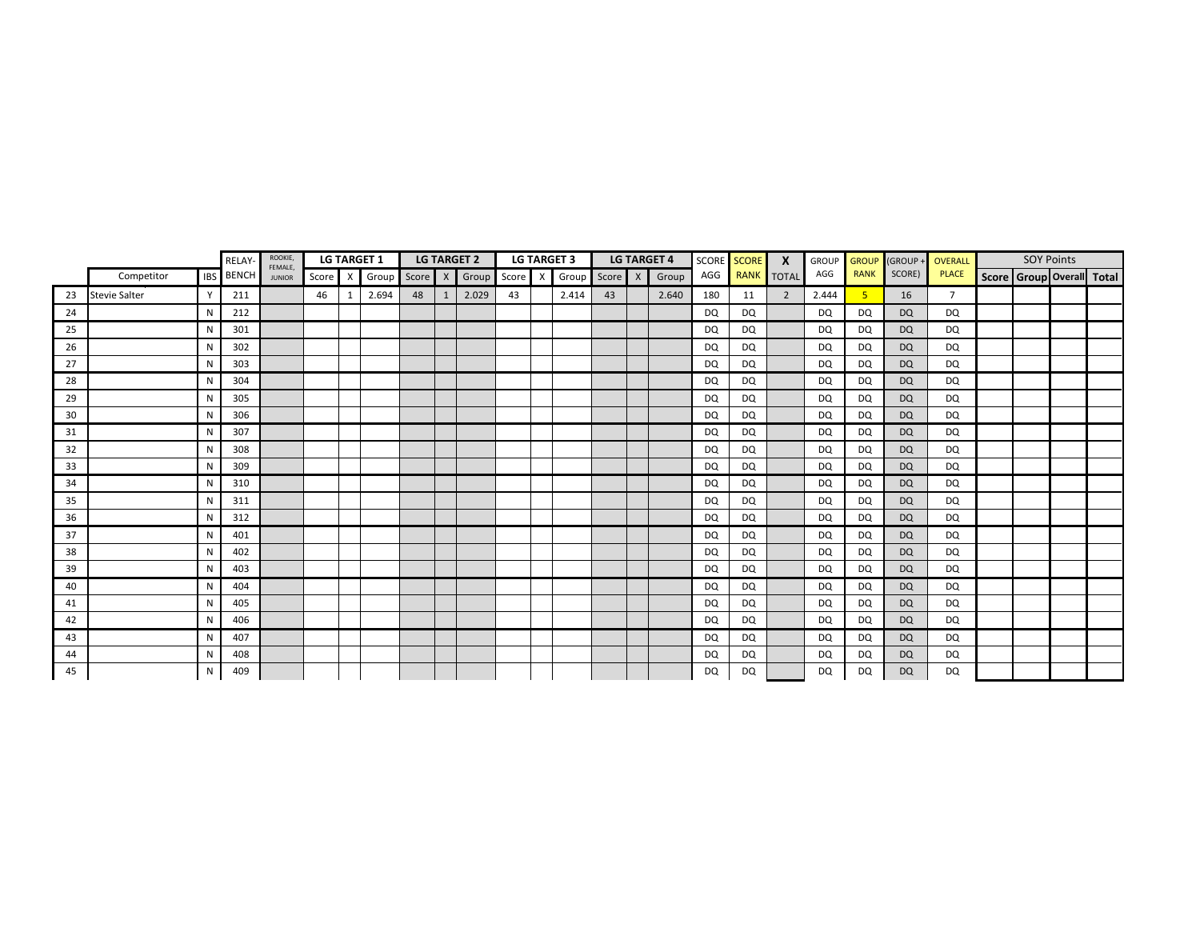| | Competitor | IBS | RELAY-BENCH | ROOKIE, FEMALE, JUNIOR | LG TARGET 1 | | | LG TARGET 2 | | | LG TARGET 3 | | | LG TARGET 4 | | | SCORE AGG | SCORE RANK | X TOTAL | GROUP AGG | GROUP RANK | (GROUP + SCORE) | OVERALL PLACE | SOY Points | | | |
|---|---|---|---|---|---|---|---|---|---|---|---|---|---|---|---|---|---|---|---|---|---|---|---|---|---|---|---|
| | | | | | Score | X | Group | Score | X | Group | Score | X | Group | Score | X | Group | | | | | | | | Score | Group | Overall | Total |
| 23 | Stevie Salter | Y | 211 | | 46 | 1 | 2.694 | 48 | 1 | 2.029 | 43 | | 2.414 | 43 | | 2.640 | 180 | 11 | 2 | 2.444 | 5 | 16 | 7 | | | | |
| 24 | | N | 212 | | | | | | | | | | | | | | DQ | DQ | | DQ | DQ | DQ | DQ | | | | |
| 25 | | N | 301 | | | | | | | | | | | | | | DQ | DQ | | DQ | DQ | DQ | DQ | | | | |
| 26 | | N | 302 | | | | | | | | | | | | | | DQ | DQ | | DQ | DQ | DQ | DQ | | | | |
| 27 | | N | 303 | | | | | | | | | | | | | | DQ | DQ | | DQ | DQ | DQ | DQ | | | | |
| 28 | | N | 304 | | | | | | | | | | | | | | DQ | DQ | | DQ | DQ | DQ | DQ | | | | |
| 29 | | N | 305 | | | | | | | | | | | | | | DQ | DQ | | DQ | DQ | DQ | DQ | | | | |
| 30 | | N | 306 | | | | | | | | | | | | | | DQ | DQ | | DQ | DQ | DQ | DQ | | | | |
| 31 | | N | 307 | | | | | | | | | | | | | | DQ | DQ | | DQ | DQ | DQ | DQ | | | | |
| 32 | | N | 308 | | | | | | | | | | | | | | DQ | DQ | | DQ | DQ | DQ | DQ | | | | |
| 33 | | N | 309 | | | | | | | | | | | | | | DQ | DQ | | DQ | DQ | DQ | DQ | | | | |
| 34 | | N | 310 | | | | | | | | | | | | | | DQ | DQ | | DQ | DQ | DQ | DQ | | | | |
| 35 | | N | 311 | | | | | | | | | | | | | | DQ | DQ | | DQ | DQ | DQ | DQ | | | | |
| 36 | | N | 312 | | | | | | | | | | | | | | DQ | DQ | | DQ | DQ | DQ | DQ | | | | |
| 37 | | N | 401 | | | | | | | | | | | | | | DQ | DQ | | DQ | DQ | DQ | DQ | | | | |
| 38 | | N | 402 | | | | | | | | | | | | | | DQ | DQ | | DQ | DQ | DQ | DQ | | | | |
| 39 | | N | 403 | | | | | | | | | | | | | | DQ | DQ | | DQ | DQ | DQ | DQ | | | | |
| 40 | | N | 404 | | | | | | | | | | | | | | DQ | DQ | | DQ | DQ | DQ | DQ | | | | |
| 41 | | N | 405 | | | | | | | | | | | | | | DQ | DQ | | DQ | DQ | DQ | DQ | | | | |
| 42 | | N | 406 | | | | | | | | | | | | | | DQ | DQ | | DQ | DQ | DQ | DQ | | | | |
| 43 | | N | 407 | | | | | | | | | | | | | | DQ | DQ | | DQ | DQ | DQ | DQ | | | | |
| 44 | | N | 408 | | | | | | | | | | | | | | DQ | DQ | | DQ | DQ | DQ | DQ | | | | |
| 45 | | N | 409 | | | | | | | | | | | | | | DQ | DQ | | DQ | DQ | DQ | DQ | | | | |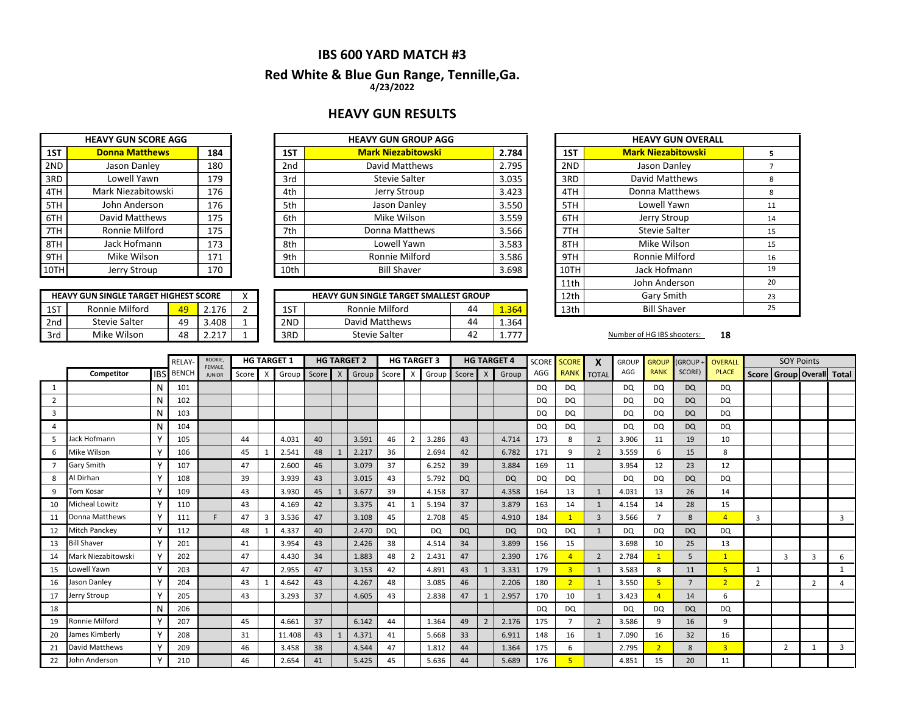# IBS 600 YARD MATCH #3

## Red White & Blue Gun Range, Tennille,Ga.

**4/23/2022**

## HEAVY GUN RESULTS

| HEAVY GUN SCORE AGG | | |
|---|---|---|
| **1ST** | **Donna Matthews** | **184** |
| 2ND | Jason Danley | 180 |
| 3RD | Lowell Yawn | 179 |
| 4TH | Mark Niezabitowski | 176 |
| 5TH | John Anderson | 176 |
| 6TH | David Matthews | 175 |
| 7TH | Ronnie Milford | 175 |
| 8TH | Jack Hofmann | 173 |
| 9TH | Mike Wilson | 171 |
| 10TH | Jerry Stroup | 170 |

| HEAVY GUN GROUP AGG | | |
|---|---|---|
| **1ST** | **Mark Niezabitowski** | **2.784** |
| 2nd | David Matthews | 2.795 |
| 3rd | Stevie Salter | 3.035 |
| 4th | Jerry Stroup | 3.423 |
| 5th | Jason Danley | 3.550 |
| 6th | Mike Wilson | 3.559 |
| 7th | Donna Matthews | 3.566 |
| 8th | Lowell Yawn | 3.583 |
| 9th | Ronnie Milford | 3.586 |
| 10th | Bill Shaver | 3.698 |

| HEAVY GUN OVERALL | | |
|---|---|---|
| **1ST** | **Mark Niezabitowski** | 5 |
| 2ND | Jason Danley | 7 |
| 3RD | David Matthews | 8 |
| 4TH | Donna Matthews | 8 |
| 5TH | Lowell Yawn | 11 |
| 6TH | Jerry Stroup | 14 |
| 7TH | Stevie Salter | 15 |
| 8TH | Mike Wilson | 15 |
| 9TH | Ronnie Milford | 16 |
| 10TH | Jack Hofmann | 19 |
| 11th | John Anderson | 20 |
| 12th | Gary Smith | 23 |
| 13th | Bill Shaver | 25 |

| HEAVY GUN SINGLE TARGET HIGHEST SCORE | | | | X |
|---|---|---|---|---|
| 1ST | Ronnie Milford | 49 | 2.176 | 2 |
| 2nd | Stevie Salter | 49 | 3.408 | 1 |
| 3rd | Mike Wilson | 48 | 2.217 | 1 |

| HEAVY GUN SINGLE TARGET SMALLEST GROUP | | | |
|---|---|---|---|
| 1ST | Ronnie Milford | 44 | 1.364 |
| 2ND | David Matthews | 44 | 1.364 |
| 3RD | Stevie Salter | 42 | 1.777 |

Number of HG IBS shooters: **18**

| | Competitor | IBS | RELAY-BENCH | ROOKIE, FEMALE, JUNIOR | HG TARGET 1 Score | X | Group | HG TARGET 2 Score | X | Group | HG TARGET 3 Score | X | Group | HG TARGET 4 Score | X | Group | SCORE AGG | SCORE RANK | X TOTAL | GROUP AGG | GROUP RANK | (GROUP + SCORE) | OVERALL PLACE | SOY Points Score | Group | Overall | Total |
|---|---|---|---|---|---|---|---|---|---|---|---|---|---|---|---|---|---|---|---|---|---|---|---|---|---|---|---|
| 1 | | N | 101 | | | | | | | | | | | | | | DQ | DQ | | DQ | DQ | DQ | DQ | | | | |
| 2 | | N | 102 | | | | | | | | | | | | | | DQ | DQ | | DQ | DQ | DQ | DQ | | | | |
| 3 | | N | 103 | | | | | | | | | | | | | | DQ | DQ | | DQ | DQ | DQ | DQ | | | | |
| 4 | | N | 104 | | | | | | | | | | | | | | DQ | DQ | | DQ | DQ | DQ | DQ | | | | |
| 5 | Jack Hofmann | Y | 105 | | 44 | | 4.031 | 40 | | 3.591 | 46 | 2 | 3.286 | 43 | | 4.714 | 173 | 8 | 2 | 3.906 | 11 | 19 | 10 | | | | |
| 6 | Mike Wilson | Y | 106 | | 45 | 1 | 2.541 | 48 | 1 | 2.217 | 36 | | 2.694 | 42 | | 6.782 | 171 | 9 | 2 | 3.559 | 6 | 15 | 8 | | | | |
| 7 | Gary Smith | Y | 107 | | 47 | | 2.600 | 46 | | 3.079 | 37 | | 6.252 | 39 | | 3.884 | 169 | 11 | | 3.954 | 12 | 23 | 12 | | | | |
| 8 | Al Dirhan | Y | 108 | | 39 | | 3.939 | 43 | | 3.015 | 43 | | 5.792 | DQ | | DQ | DQ | DQ | | DQ | DQ | DQ | DQ | | | | |
| 9 | Tom Kosar | Y | 109 | | 43 | | 3.930 | 45 | 1 | 3.677 | 39 | | 4.158 | 37 | | 4.358 | 164 | 13 | 1 | 4.031 | 13 | 26 | 14 | | | | |
| 10 | Micheal Lowitz | Y | 110 | | 43 | | 4.169 | 42 | | 3.375 | 41 | 1 | 5.194 | 37 | | 3.879 | 163 | 14 | 1 | 4.154 | 14 | 28 | 15 | | | | |
| 11 | Donna Matthews | Y | 111 | F | 47 | 3 | 3.536 | 47 | | 3.108 | 45 | | 2.708 | 45 | | 4.910 | 184 | 1 | 3 | 3.566 | 7 | 8 | 4 | 3 | | | 3 |
| 12 | Mitch Panckey | Y | 112 | | 48 | 1 | 4.337 | 40 | | 2.470 | DQ | | DQ | DQ | | DQ | DQ | DQ | 1 | DQ | DQ | DQ | DQ | | | | |
| 13 | Bill Shaver | Y | 201 | | 41 | | 3.954 | 43 | | 2.426 | 38 | | 4.514 | 34 | | 3.899 | 156 | 15 | | 3.698 | 10 | 25 | 13 | | | | |
| 14 | Mark Niezabitowski | Y | 202 | | 47 | | 4.430 | 34 | | 1.883 | 48 | 2 | 2.431 | 47 | | 2.390 | 176 | 4 | 2 | 2.784 | 1 | 5 | 1 | | 3 | 3 | 6 |
| 15 | Lowell Yawn | Y | 203 | | 47 | | 2.955 | 47 | | 3.153 | 42 | | 4.891 | 43 | 1 | 3.331 | 179 | 3 | 1 | 3.583 | 8 | 11 | 5 | 1 | | | 1 |
| 16 | Jason Danley | Y | 204 | | 43 | 1 | 4.642 | 43 | | 4.267 | 48 | | 3.085 | 46 | | 2.206 | 180 | 2 | 1 | 3.550 | 5 | 7 | 2 | 2 | | 2 | 4 |
| 17 | Jerry Stroup | Y | 205 | | 43 | | 3.293 | 37 | | 4.605 | 43 | | 2.838 | 47 | 1 | 2.957 | 170 | 10 | 1 | 3.423 | 4 | 14 | 6 | | | | |
| 18 | | N | 206 | | | | | | | | | | | | | | DQ | DQ | | DQ | DQ | DQ | DQ | | | | |
| 19 | Ronnie Milford | Y | 207 | | 45 | | 4.661 | 37 | | 6.142 | 44 | | 1.364 | 49 | 2 | 2.176 | 175 | 7 | 2 | 3.586 | 9 | 16 | 9 | | | | |
| 20 | James Kimberly | Y | 208 | | 31 | | 11.408 | 43 | 1 | 4.371 | 41 | | 5.668 | 33 | | 6.911 | 148 | 16 | 1 | 7.090 | 16 | 32 | 16 | | | | |
| 21 | David Matthews | Y | 209 | | 46 | | 3.458 | 38 | | 4.544 | 47 | | 1.812 | 44 | | 1.364 | 175 | 6 | | 2.795 | 2 | 8 | 3 | | 2 | 1 | 3 |
| 22 | John Anderson | Y | 210 | | 46 | | 2.654 | 41 | | 5.425 | 45 | | 5.636 | 44 | | 5.689 | 176 | 5 | | 4.851 | 15 | 20 | 11 | | | | |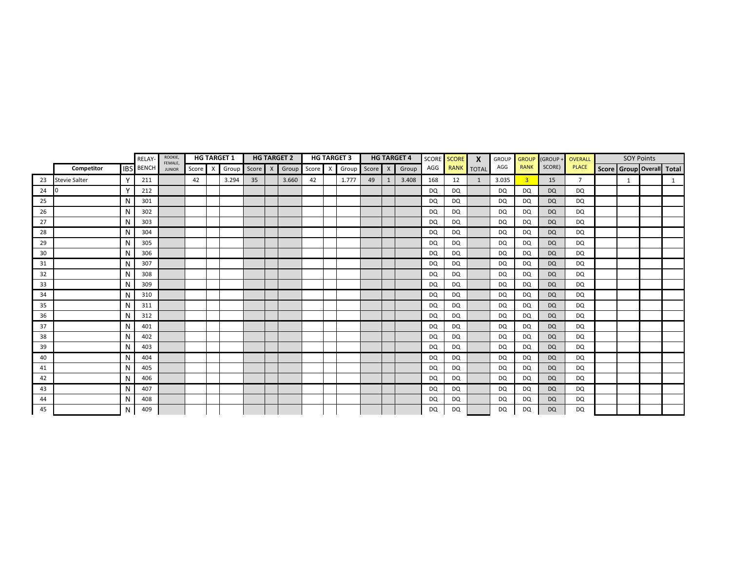| | | | RELAY- | ROOKIE, FEMALE, JUNIOR | HG TARGET 1 | | | HG TARGET 2 | | | HG TARGET 3 | | | HG TARGET 4 | | | SCORE | SCORE | X | GROUP | GROUP | (GROUP + | OVERALL | SOY Points | | | |
|---|---|---|---|---|---|---|---|---|---|---|---|---|---|---|---|---|---|---|---|---|---|---|---|---|---|---|---|
| | Competitor | IBS | BENCH | | Score | X | Group | Score | X | Group | Score | X | Group | Score | X | Group | AGG | RANK | TOTAL | AGG | RANK | SCORE) | PLACE | Score | Group | Overall | Total |
| 23 | Stevie Salter | Y | 211 | | 42 | | 3.294 | 35 | | 3.660 | 42 | | 1.777 | 49 | 1 | 3.408 | 168 | 12 | 1 | 3.035 | 3 | 15 | 7 | | 1 | | 1 |
| 24 | 0 | Y | 212 | | | | | | | | | | | | | | DQ | DQ | | DQ | DQ | DQ | DQ | | | | |
| 25 | | N | 301 | | | | | | | | | | | | | | DQ | DQ | | DQ | DQ | DQ | DQ | | | | |
| 26 | | N | 302 | | | | | | | | | | | | | | DQ | DQ | | DQ | DQ | DQ | DQ | | | | |
| 27 | | N | 303 | | | | | | | | | | | | | | DQ | DQ | | DQ | DQ | DQ | DQ | | | | |
| 28 | | N | 304 | | | | | | | | | | | | | | DQ | DQ | | DQ | DQ | DQ | DQ | | | | |
| 29 | | N | 305 | | | | | | | | | | | | | | DQ | DQ | | DQ | DQ | DQ | DQ | | | | |
| 30 | | N | 306 | | | | | | | | | | | | | | DQ | DQ | | DQ | DQ | DQ | DQ | | | | |
| 31 | | N | 307 | | | | | | | | | | | | | | DQ | DQ | | DQ | DQ | DQ | DQ | | | | |
| 32 | | N | 308 | | | | | | | | | | | | | | DQ | DQ | | DQ | DQ | DQ | DQ | | | | |
| 33 | | N | 309 | | | | | | | | | | | | | | DQ | DQ | | DQ | DQ | DQ | DQ | | | | |
| 34 | | N | 310 | | | | | | | | | | | | | | DQ | DQ | | DQ | DQ | DQ | DQ | | | | |
| 35 | | N | 311 | | | | | | | | | | | | | | DQ | DQ | | DQ | DQ | DQ | DQ | | | | |
| 36 | | N | 312 | | | | | | | | | | | | | | DQ | DQ | | DQ | DQ | DQ | DQ | | | | |
| 37 | | N | 401 | | | | | | | | | | | | | | DQ | DQ | | DQ | DQ | DQ | DQ | | | | |
| 38 | | N | 402 | | | | | | | | | | | | | | DQ | DQ | | DQ | DQ | DQ | DQ | | | | |
| 39 | | N | 403 | | | | | | | | | | | | | | DQ | DQ | | DQ | DQ | DQ | DQ | | | | |
| 40 | | N | 404 | | | | | | | | | | | | | | DQ | DQ | | DQ | DQ | DQ | DQ | | | | |
| 41 | | N | 405 | | | | | | | | | | | | | | DQ | DQ | | DQ | DQ | DQ | DQ | | | | |
| 42 | | N | 406 | | | | | | | | | | | | | | DQ | DQ | | DQ | DQ | DQ | DQ | | | | |
| 43 | | N | 407 | | | | | | | | | | | | | | DQ | DQ | | DQ | DQ | DQ | DQ | | | | |
| 44 | | N | 408 | | | | | | | | | | | | | | DQ | DQ | | DQ | DQ | DQ | DQ | | | | |
| 45 | | N | 409 | | | | | | | | | | | | | | DQ | DQ | | DQ | DQ | DQ | DQ | | | | |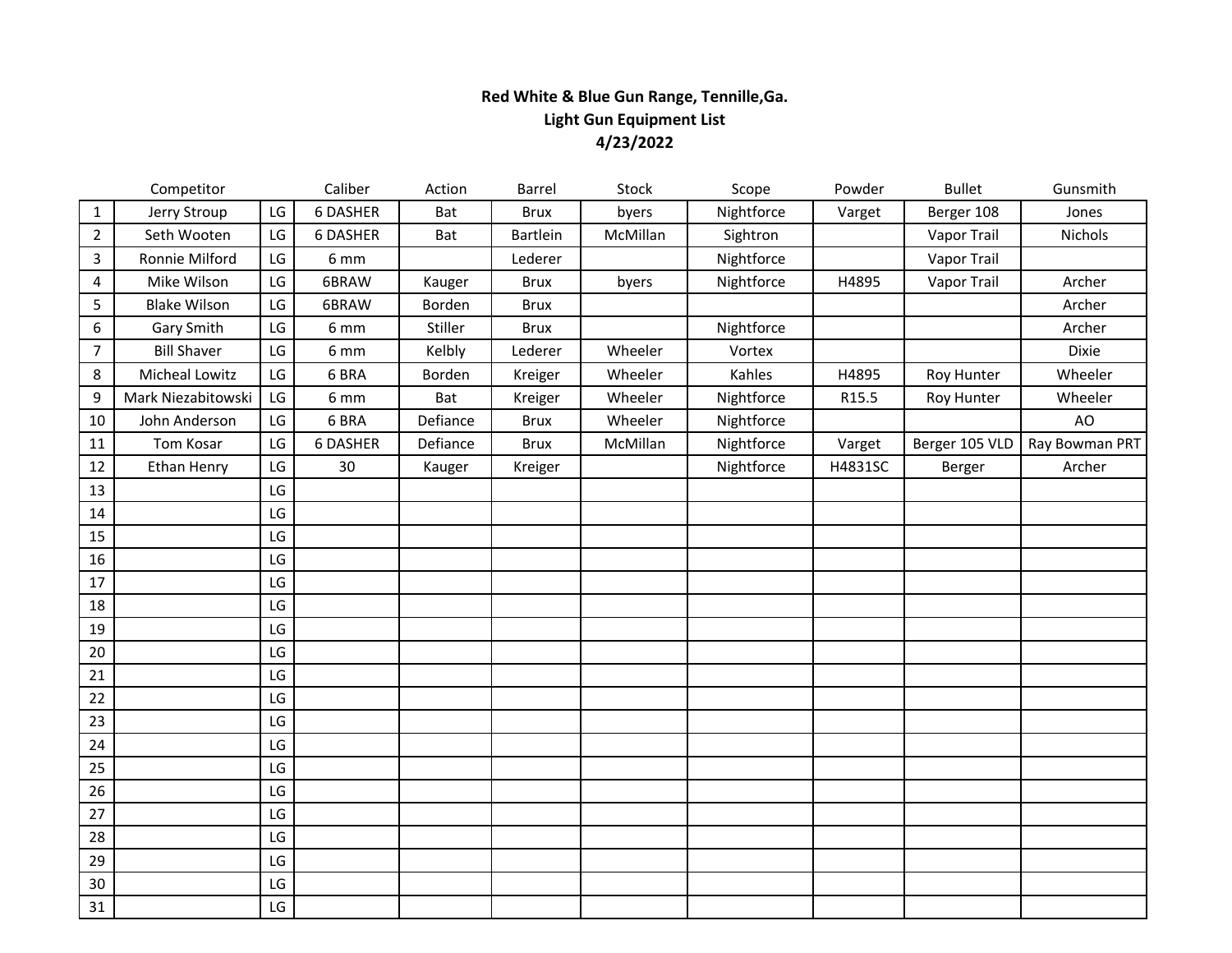**Red White & Blue Gun Range, Tennille,Ga.**
**Light Gun Equipment List**
**4/23/2022**

| | Competitor | | Caliber | Action | Barrel | Stock | Scope | Powder | Bullet | Gunsmith |
|---|---|---|---|---|---|---|---|---|---|---|
| 1 | Jerry Stroup | LG | 6 DASHER | Bat | Brux | byers | Nightforce | Varget | Berger 108 | Jones |
| 2 | Seth Wooten | LG | 6 DASHER | Bat | Bartlein | McMillan | Sightron | | Vapor Trail | Nichols |
| 3 | Ronnie Milford | LG | 6 mm | | Lederer | | Nightforce | | Vapor Trail | |
| 4 | Mike Wilson | LG | 6BRAW | Kauger | Brux | byers | Nightforce | H4895 | Vapor Trail | Archer |
| 5 | Blake Wilson | LG | 6BRAW | Borden | Brux | | | | | Archer |
| 6 | Gary Smith | LG | 6 mm | Stiller | Brux | | Nightforce | | | Archer |
| 7 | Bill Shaver | LG | 6 mm | Kelbly | Lederer | Wheeler | Vortex | | | Dixie |
| 8 | Micheal Lowitz | LG | 6 BRA | Borden | Kreiger | Wheeler | Kahles | H4895 | Roy Hunter | Wheeler |
| 9 | Mark Niezabitowski | LG | 6 mm | Bat | Kreiger | Wheeler | Nightforce | R15.5 | Roy Hunter | Wheeler |
| 10 | John Anderson | LG | 6 BRA | Defiance | Brux | Wheeler | Nightforce | | | AO |
| 11 | Tom Kosar | LG | 6 DASHER | Defiance | Brux | McMillan | Nightforce | Varget | Berger 105 VLD | Ray Bowman PRT |
| 12 | Ethan Henry | LG | 30 | Kauger | Kreiger | | Nightforce | H4831SC | Berger | Archer |
| 13 | | LG | | | | | | | | |
| 14 | | LG | | | | | | | | |
| 15 | | LG | | | | | | | | |
| 16 | | LG | | | | | | | | |
| 17 | | LG | | | | | | | | |
| 18 | | LG | | | | | | | | |
| 19 | | LG | | | | | | | | |
| 20 | | LG | | | | | | | | |
| 21 | | LG | | | | | | | | |
| 22 | | LG | | | | | | | | |
| 23 | | LG | | | | | | | | |
| 24 | | LG | | | | | | | | |
| 25 | | LG | | | | | | | | |
| 26 | | LG | | | | | | | | |
| 27 | | LG | | | | | | | | |
| 28 | | LG | | | | | | | | |
| 29 | | LG | | | | | | | | |
| 30 | | LG | | | | | | | | |
| 31 | | LG | | | | | | | | |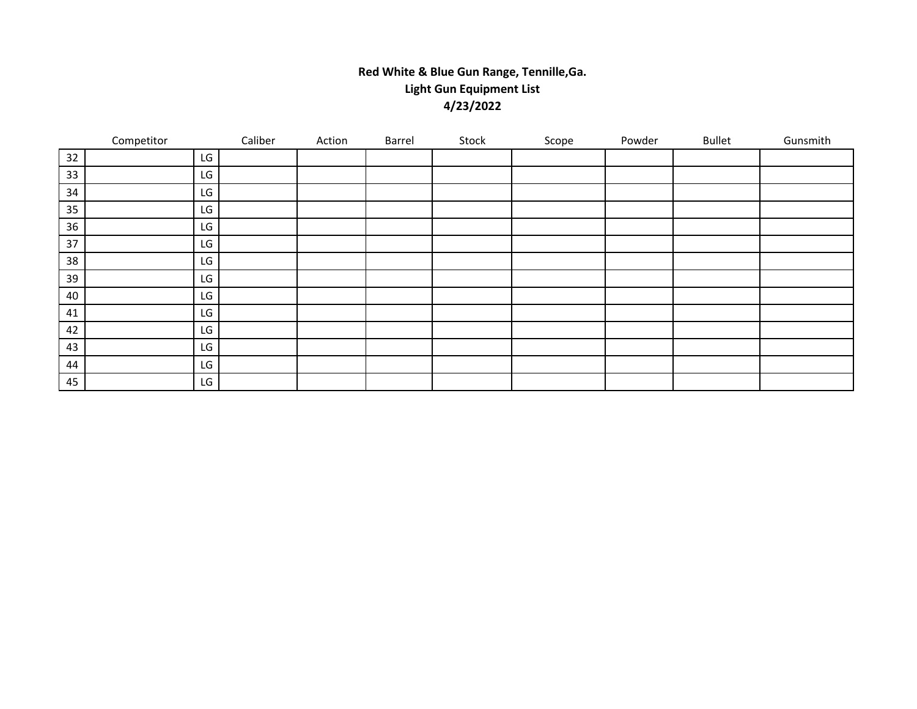**Red White & Blue Gun Range, Tennille,Ga.**
**Light Gun Equipment List**
**4/23/2022**

| | Competitor | | Caliber | Action | Barrel | Stock | Scope | Powder | Bullet | Gunsmith |
|---|---|---|---|---|---|---|---|---|---|---|
| 32 | | LG | | | | | | | | |
| 33 | | LG | | | | | | | | |
| 34 | | LG | | | | | | | | |
| 35 | | LG | | | | | | | | |
| 36 | | LG | | | | | | | | |
| 37 | | LG | | | | | | | | |
| 38 | | LG | | | | | | | | |
| 39 | | LG | | | | | | | | |
| 40 | | LG | | | | | | | | |
| 41 | | LG | | | | | | | | |
| 42 | | LG | | | | | | | | |
| 43 | | LG | | | | | | | | |
| 44 | | LG | | | | | | | | |
| 45 | | LG | | | | | | | | |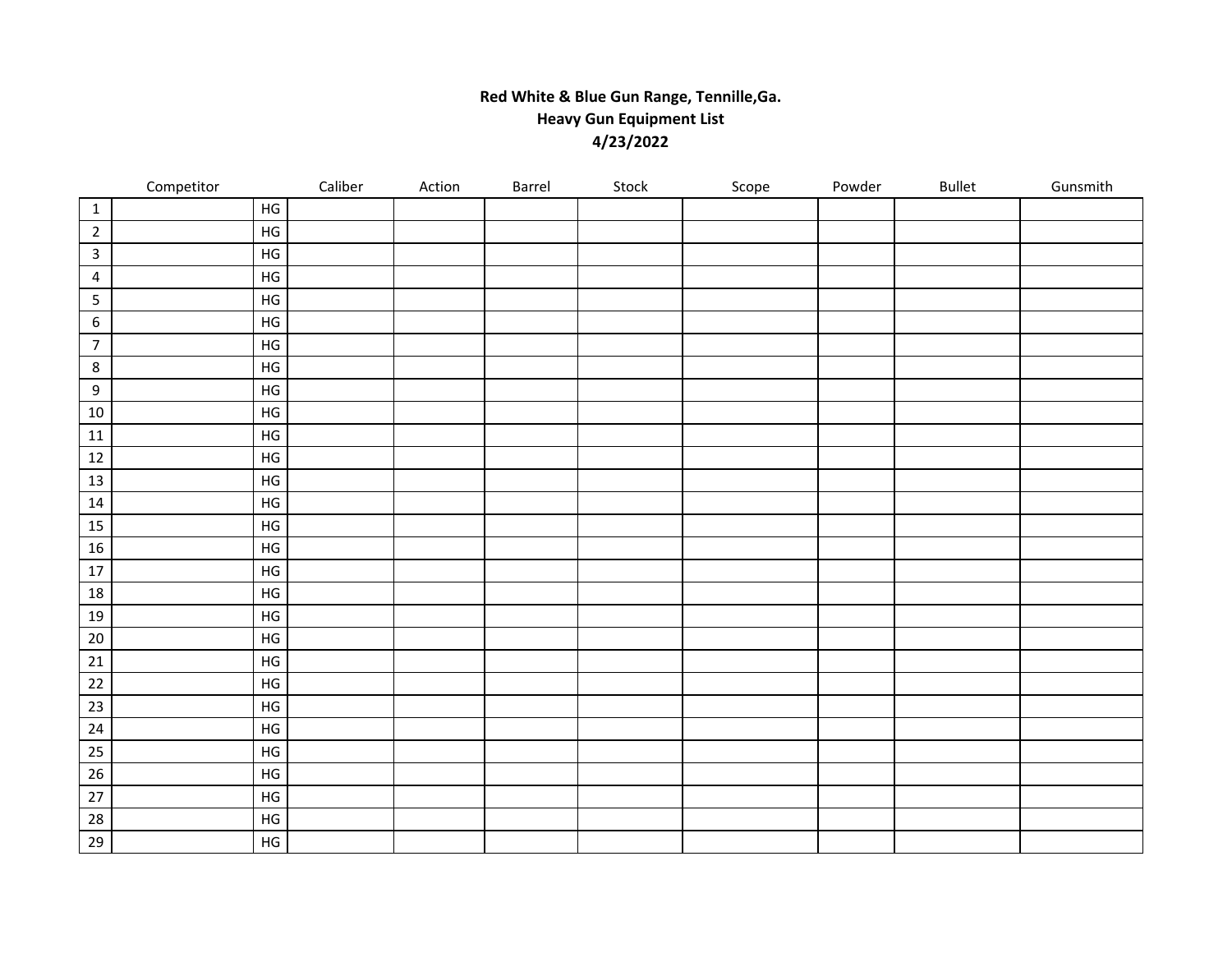**Red White & Blue Gun Range, Tennille,Ga.**
**Heavy Gun Equipment List**
**4/23/2022**

| | Competitor | | Caliber | Action | Barrel | Stock | Scope | Powder | Bullet | Gunsmith |
|---|---|---|---|---|---|---|---|---|---|---|
| 1 | | HG | | | | | | | | |
| 2 | | HG | | | | | | | | |
| 3 | | HG | | | | | | | | |
| 4 | | HG | | | | | | | | |
| 5 | | HG | | | | | | | | |
| 6 | | HG | | | | | | | | |
| 7 | | HG | | | | | | | | |
| 8 | | HG | | | | | | | | |
| 9 | | HG | | | | | | | | |
| 10 | | HG | | | | | | | | |
| 11 | | HG | | | | | | | | |
| 12 | | HG | | | | | | | | |
| 13 | | HG | | | | | | | | |
| 14 | | HG | | | | | | | | |
| 15 | | HG | | | | | | | | |
| 16 | | HG | | | | | | | | |
| 17 | | HG | | | | | | | | |
| 18 | | HG | | | | | | | | |
| 19 | | HG | | | | | | | | |
| 20 | | HG | | | | | | | | |
| 21 | | HG | | | | | | | | |
| 22 | | HG | | | | | | | | |
| 23 | | HG | | | | | | | | |
| 24 | | HG | | | | | | | | |
| 25 | | HG | | | | | | | | |
| 26 | | HG | | | | | | | | |
| 27 | | HG | | | | | | | | |
| 28 | | HG | | | | | | | | |
| 29 | | HG | | | | | | | | |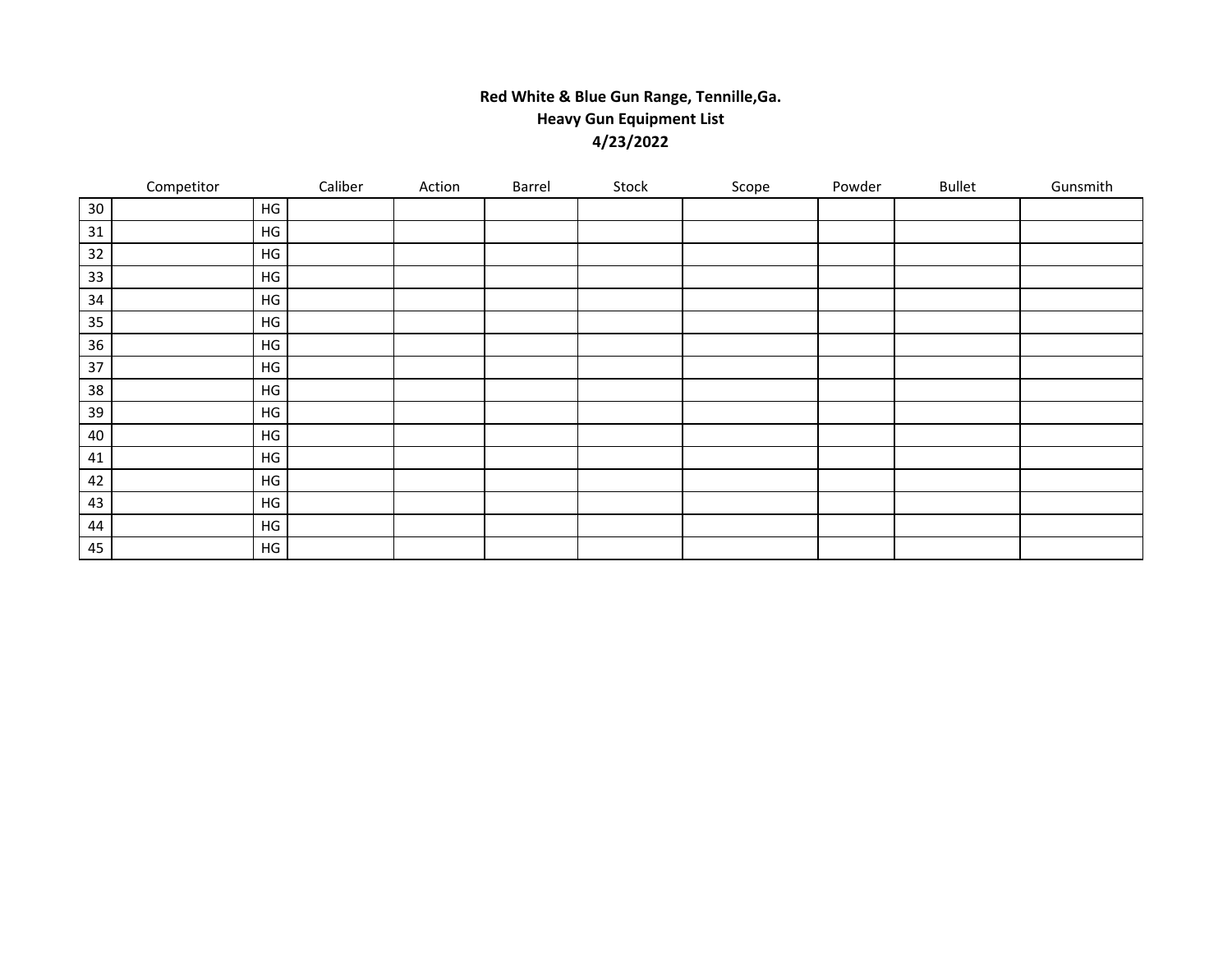**Red White & Blue Gun Range, Tennille,Ga.**
**Heavy Gun Equipment List**
**4/23/2022**

| | Competitor | | Caliber | Action | Barrel | Stock | Scope | Powder | Bullet | Gunsmith |
|---|---|---|---|---|---|---|---|---|---|---|
| 30 | | HG | | | | | | | | |
| 31 | | HG | | | | | | | | |
| 32 | | HG | | | | | | | | |
| 33 | | HG | | | | | | | | |
| 34 | | HG | | | | | | | | |
| 35 | | HG | | | | | | | | |
| 36 | | HG | | | | | | | | |
| 37 | | HG | | | | | | | | |
| 38 | | HG | | | | | | | | |
| 39 | | HG | | | | | | | | |
| 40 | | HG | | | | | | | | |
| 41 | | HG | | | | | | | | |
| 42 | | HG | | | | | | | | |
| 43 | | HG | | | | | | | | |
| 44 | | HG | | | | | | | | |
| 45 | | HG | | | | | | | | |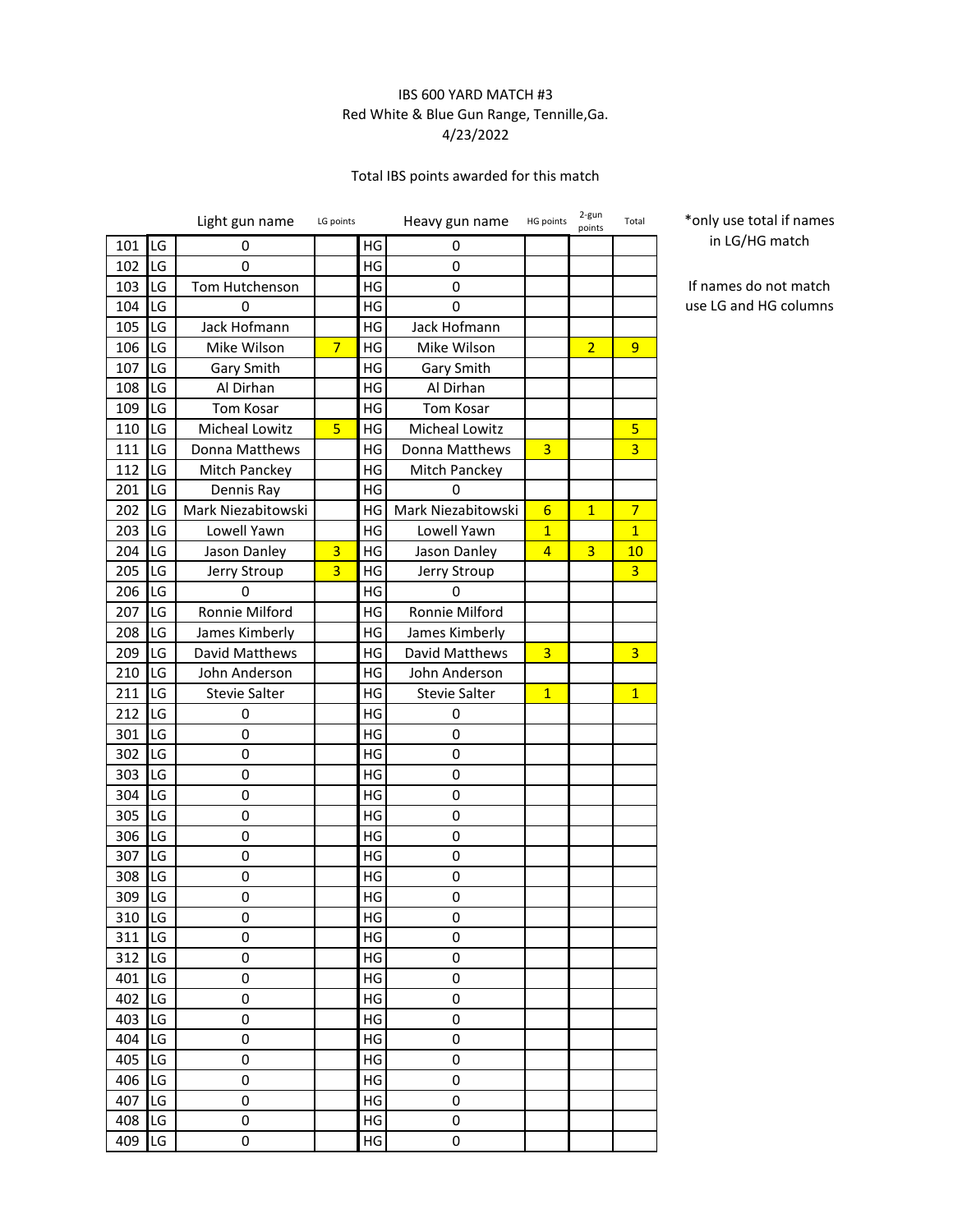IBS 600 YARD MATCH #3
Red White & Blue Gun Range, Tennille,Ga.
4/23/2022

Total IBS points awarded for this match

| | | Light gun name | LG points | | Heavy gun name | HG points | 2-gun points | Total |
|---|---|---|---|---|---|---|---|---|
| 101 | LG | 0 | | HG | 0 | | | |
| 102 | LG | 0 | | HG | 0 | | | |
| 103 | LG | Tom Hutchenson | | HG | 0 | | | |
| 104 | LG | 0 | | HG | Jack Hofmann | | | |
| 105 | LG | Jack Hofmann | | HG | Jack Hofmann | | | |
| 106 | LG | Mike Wilson | 7 | HG | Mike Wilson | | 2 | 9 |
| 107 | LG | Gary Smith | | HG | Gary Smith | | | |
| 108 | LG | Al Dirhan | | HG | Al Dirhan | | | |
| 109 | LG | Tom Kosar | | HG | Tom Kosar | | | |
| 110 | LG | Micheal Lowitz | 5 | HG | Micheal Lowitz | | | 5 |
| 111 | LG | Donna Matthews | | HG | Donna Matthews | 3 | | 3 |
| 112 | LG | Mitch Panckey | | HG | Mitch Panckey | | | |
| 201 | LG | Dennis Ray | | HG | 0 | | | |
| 202 | LG | Mark Niezabitowski | | HG | Mark Niezabitowski | 6 | 1 | 7 |
| 203 | LG | Lowell Yawn | | HG | Lowell Yawn | 1 | | 1 |
| 204 | LG | Jason Danley | 3 | HG | Jason Danley | 4 | 3 | 10 |
| 205 | LG | Jerry Stroup | 3 | HG | Jerry Stroup | | | 3 |
| 206 | LG | 0 | | HG | 0 | | | |
| 207 | LG | Ronnie Milford | | HG | Ronnie Milford | | | |
| 208 | LG | James Kimberly | | HG | James Kimberly | | | |
| 209 | LG | David Matthews | | HG | David Matthews | 3 | | 3 |
| 210 | LG | John Anderson | | HG | John Anderson | | | |
| 211 | LG | Stevie Salter | | HG | Stevie Salter | 1 | | 1 |
| 212 | LG | 0 | | HG | 0 | | | |
| 301 | LG | 0 | | HG | 0 | | | |
| 302 | LG | 0 | | HG | 0 | | | |
| 303 | LG | 0 | | HG | 0 | | | |
| 304 | LG | 0 | | HG | 0 | | | |
| 305 | LG | 0 | | HG | 0 | | | |
| 306 | LG | 0 | | HG | 0 | | | |
| 307 | LG | 0 | | HG | 0 | | | |
| 308 | LG | 0 | | HG | 0 | | | |
| 309 | LG | 0 | | HG | 0 | | | |
| 310 | LG | 0 | | HG | 0 | | | |
| 311 | LG | 0 | | HG | 0 | | | |
| 312 | LG | 0 | | HG | 0 | | | |
| 401 | LG | 0 | | HG | 0 | | | |
| 402 | LG | 0 | | HG | 0 | | | |
| 403 | LG | 0 | | HG | 0 | | | |
| 404 | LG | 0 | | HG | 0 | | | |
| 405 | LG | 0 | | HG | 0 | | | |
| 406 | LG | 0 | | HG | 0 | | | |
| 407 | LG | 0 | | HG | 0 | | | |
| 408 | LG | 0 | | HG | 0 | | | |
| 409 | LG | 0 | | HG | 0 | | | |

*only use total if names in LG/HG match

If names do not match use LG and HG columns